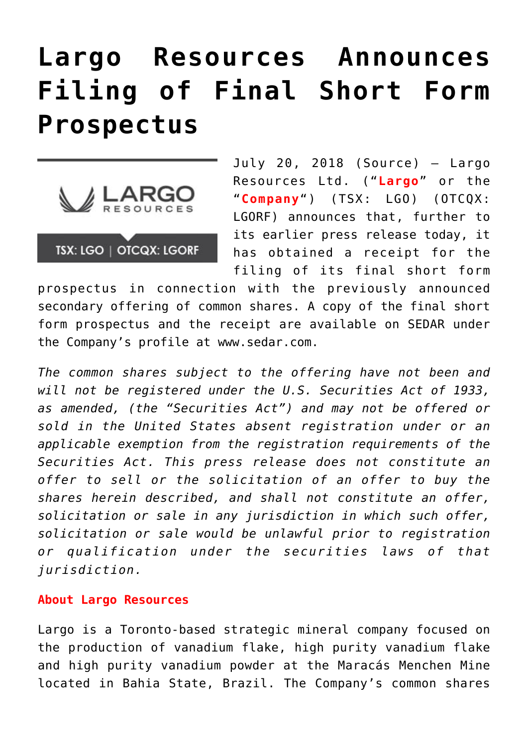# Largo Resources Announces Filing of Final Short Form Prospectus

July 20, 2018 (Source) — Largo Resources Ltd. ("**Largo**" or the "**Company**") (TSX: LGO) (OTCQX: LGORF) announces that, further to its earlier press release today, it has obtained a receipt for the filing of its final short form prospectus in connection with the previously announced secondary offering of common shares. A copy of the final short form prospectus and the receipt are available on SEDAR under the Company's profile at www.sedar.com.

*The common shares subject to the offering have not been and will not be registered under the U.S. Securities Act of 1933, as amended, (the "Securities Act") and may not be offered or sold in the United States absent registration under or an applicable exemption from the registration requirements of the Securities Act. This press release does not constitute an offer to sell or the solicitation of an offer to buy the shares herein described, and shall not constitute an offer, solicitation or sale in any jurisdiction in which such offer, solicitation or sale would be unlawful prior to registration or qualification under the securities laws of that jurisdiction.*

**About Largo Resources**

Largo is a Toronto-based strategic mineral company focused on the production of vanadium flake, high purity vanadium flake and high purity vanadium powder at the Maracás Menchen Mine located in Bahia State, Brazil. The Company's common shares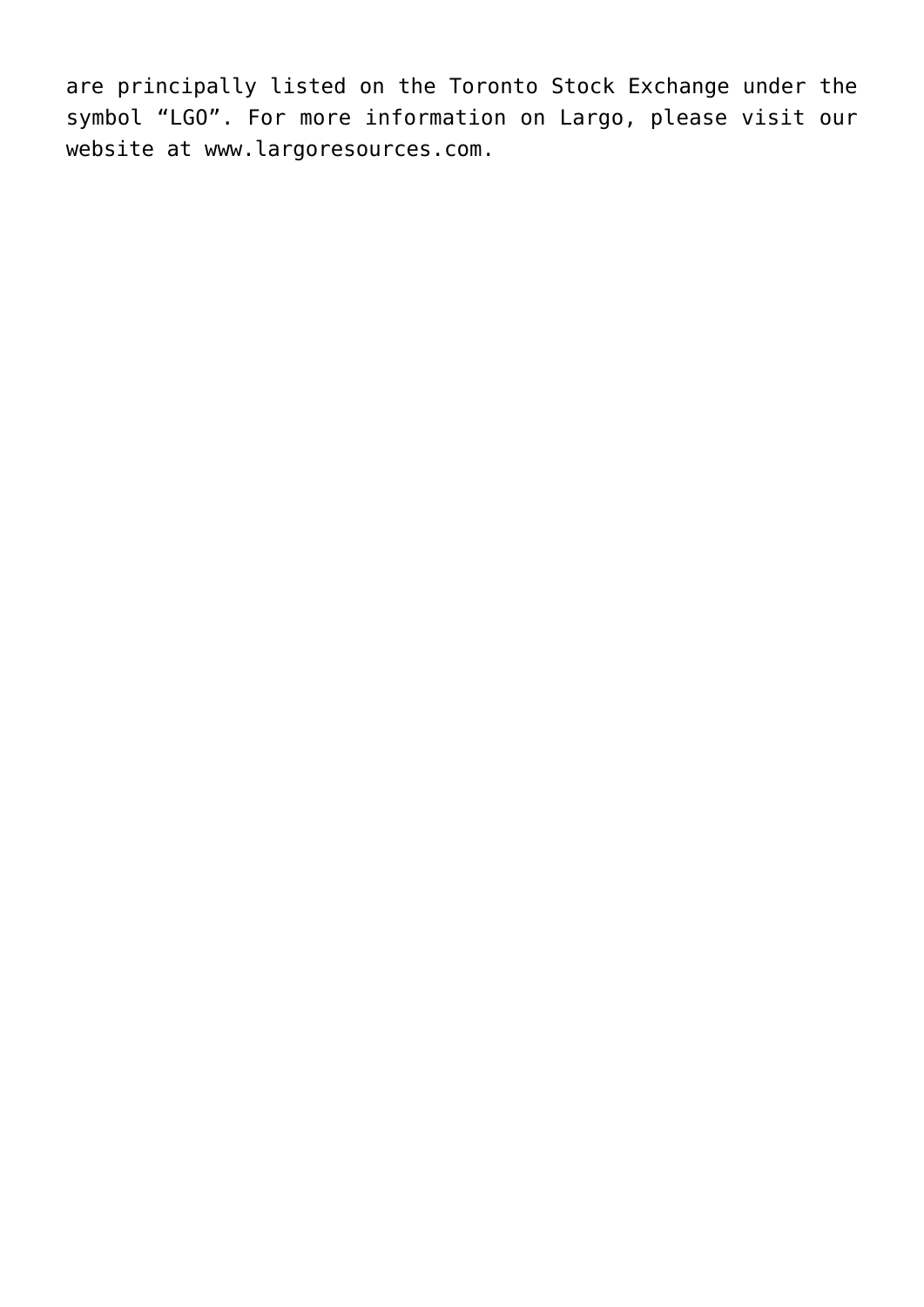are principally listed on the Toronto Stock Exchange under the symbol “LGO”. For more information on Largo, please visit our website at www.largoresources.com.